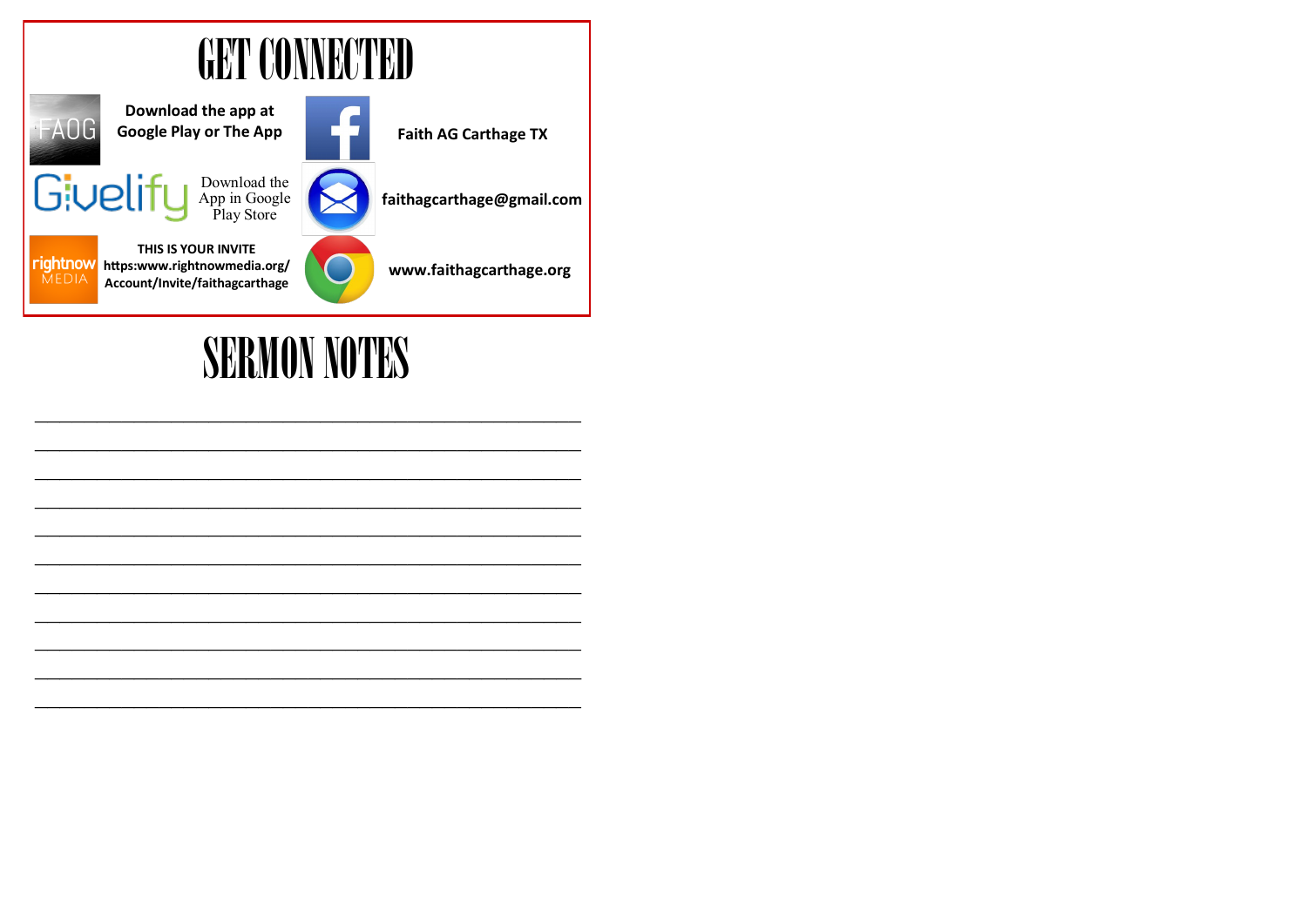# GET CONNECTED

FAOG — **Download the app at Google Play or The App**

**Faith AG Carthage TX**

Givelify — Download the App in Google Play Store

**faithagcarthage@gmail.com**

rightnow MEDIA — **THIS IS YOUR INVITE**
**https:www.rightnowmedia.org/Account/Invite/faithagcarthage**

**www.faithagcarthage.org**

# SERMON NOTES

___________________________________________________________

___________________________________________________________

___________________________________________________________

___________________________________________________________

___________________________________________________________

___________________________________________________________

___________________________________________________________

___________________________________________________________

___________________________________________________________

___________________________________________________________

___________________________________________________________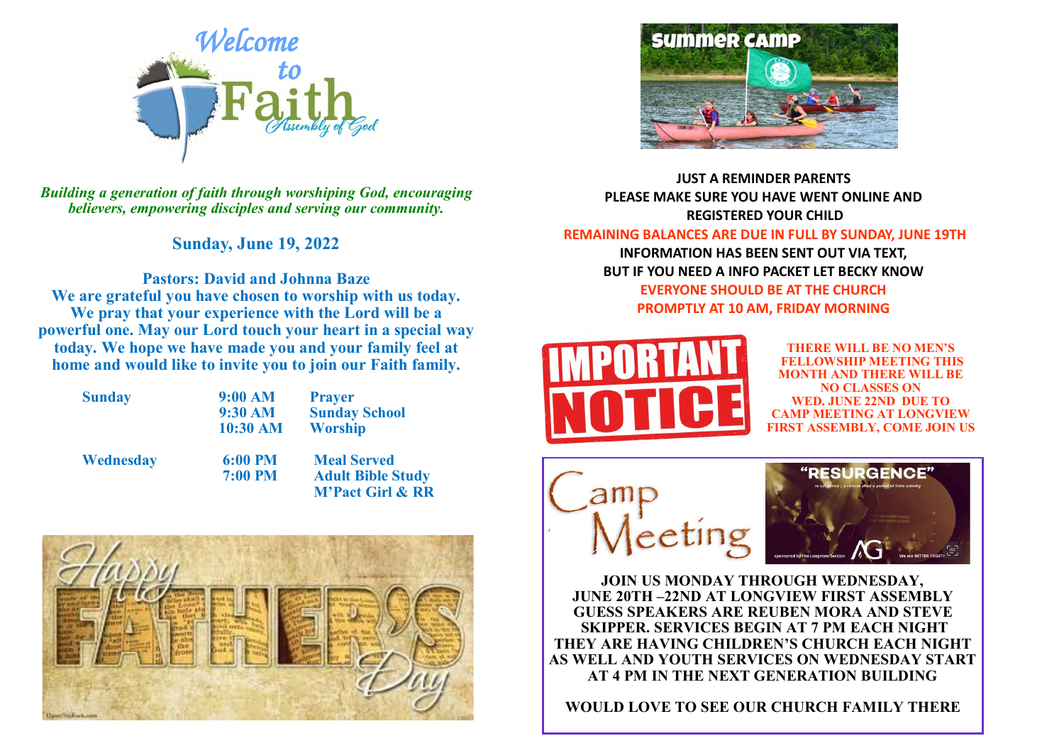# Welcome to Faith Assembly of God

*Building a generation of faith through worshiping God, encouraging believers, empowering disciples and serving our community.*

## Sunday, June 19, 2022

**Pastors: David and Johnna Baze**

**We are grateful you have chosen to worship with us today. We pray that your experience with the Lord will be a powerful one. May our Lord touch your heart in a special way today. We hope we have made you and your family feel at home and would like to invite you to join our Faith family.**

| | | |
|---|---|---|
| **Sunday** | **9:00 AM** | **Prayer** |
| | **9:30 AM** | **Sunday School** |
| | **10:30 AM** | **Worship** |
| **Wednesday** | **6:00 PM** | **Meal Served** |
| | **7:00 PM** | **Adult Bible Study** |
| | | **M'Pact Girl & RR** |

Happy Father's Day

## Summer Camp

**JUST A REMINDER PARENTS**
**PLEASE MAKE SURE YOU HAVE WENT ONLINE AND REGISTERED YOUR CHILD**
**REMAINING BALANCES ARE DUE IN FULL BY SUNDAY, JUNE 19TH**
**INFORMATION HAS BEEN SENT OUT VIA TEXT, BUT IF YOU NEED A INFO PACKET LET BECKY KNOW**
**EVERYONE SHOULD BE AT THE CHURCH PROMPTLY AT 10 AM, FRIDAY MORNING**

## IMPORTANT NOTICE

**THERE WILL BE NO MEN'S FELLOWSHIP MEETING THIS MONTH AND THERE WILL BE NO CLASSES ON WED. JUNE 22ND DUE TO CAMP MEETING AT LONGVIEW FIRST ASSEMBLY, COME JOIN US**

## Camp Meeting

"RESURGENCE"

**JOIN US MONDAY THROUGH WEDNESDAY, JUNE 20TH –22ND AT LONGVIEW FIRST ASSEMBLY GUESS SPEAKERS ARE REUBEN MORA AND STEVE SKIPPER. SERVICES BEGIN AT 7 PM EACH NIGHT THEY ARE HAVING CHILDREN'S CHURCH EACH NIGHT AS WELL AND YOUTH SERVICES ON WEDNESDAY START AT 4 PM IN THE NEXT GENERATION BUILDING**

**WOULD LOVE TO SEE OUR CHURCH FAMILY THERE**